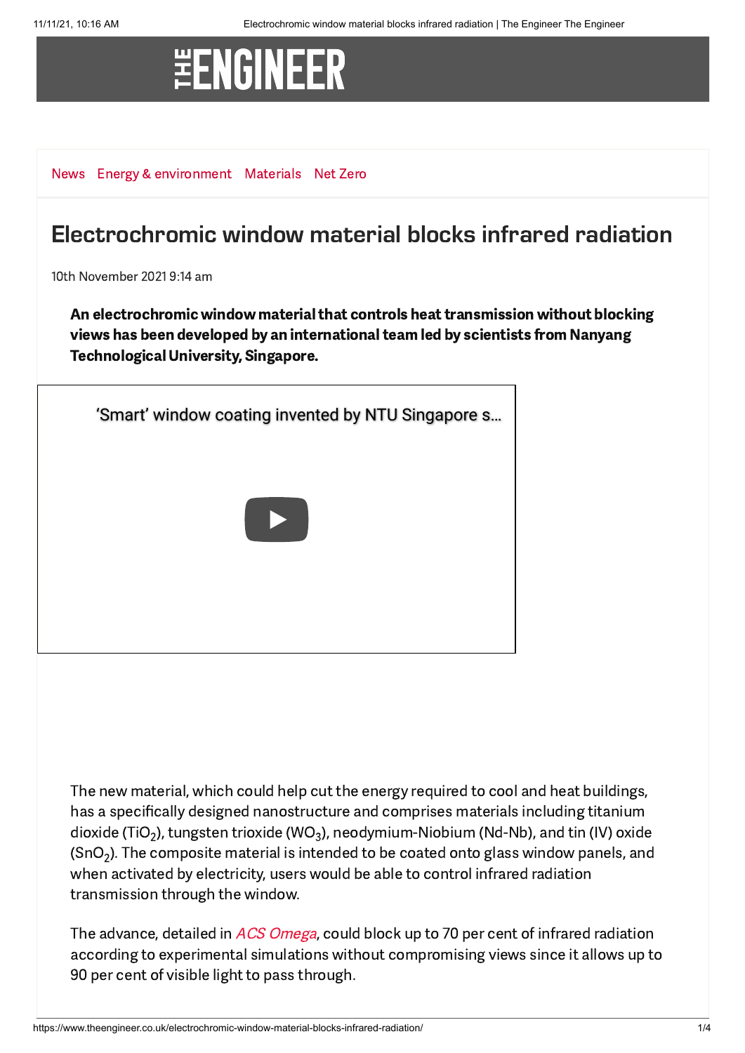News Energy & environment Materials Net Zero

# Electrochromic window material blocks infrared radiation

10th November 2021 9:14 am

**An electrochromic window material that controls heat transmission without blocking views has been developed by an international team led by scientists from Nanyang Technological University, Singapore.**

'Smart' window coating invented by NTU Singapore s...

The new material, which could help cut the energy required to cool and heat buildings, has a specifically designed nanostructure and comprises materials including titanium dioxide ($TiO_2$), tungsten trioxide ($WO_3$), neodymium-Niobium (Nd-Nb), and tin (IV) oxide ($SnO_2$). The composite material is intended to be coated onto glass window panels, and when activated by electricity, users would be able to control infrared radiation transmission through the window.

The advance, detailed in *ACS Omega*, could block up to 70 per cent of infrared radiation according to experimental simulations without compromising views since it allows up to 90 per cent of visible light to pass through.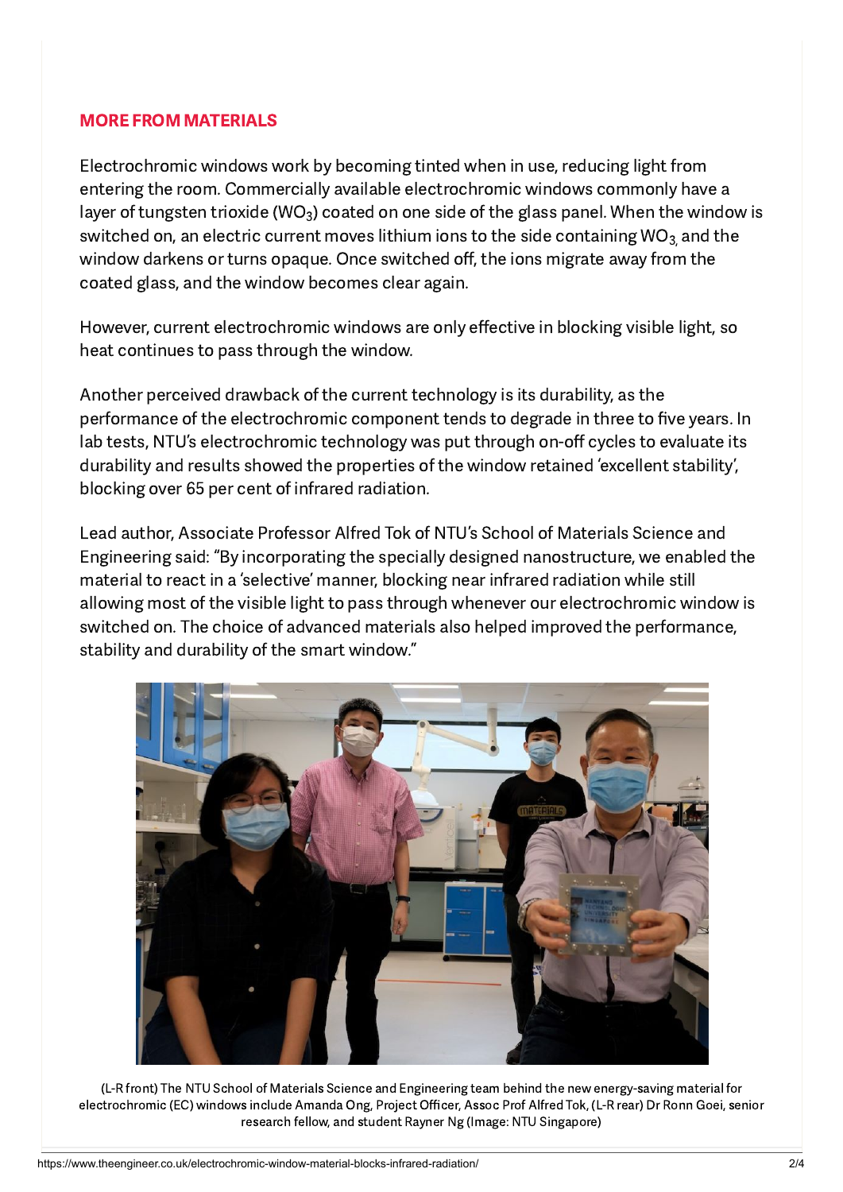**MORE FROM MATERIALS**

Electrochromic windows work by becoming tinted when in use, reducing light from entering the room. Commercially available electrochromic windows commonly have a layer of tungsten trioxide ($WO_3$) coated on one side of the glass panel. When the window is switched on, an electric current moves lithium ions to the side containing $WO_3$, and the window darkens or turns opaque. Once switched off, the ions migrate away from the coated glass, and the window becomes clear again.

However, current electrochromic windows are only effective in blocking visible light, so heat continues to pass through the window.

Another perceived drawback of the current technology is its durability, as the performance of the electrochromic component tends to degrade in three to five years. In lab tests, NTU's electrochromic technology was put through on-off cycles to evaluate its durability and results showed the properties of the window retained 'excellent stability', blocking over 65 per cent of infrared radiation.

Lead author, Associate Professor Alfred Tok of NTU's School of Materials Science and Engineering said: "By incorporating the specially designed nanostructure, we enabled the material to react in a 'selective' manner, blocking near infrared radiation while still allowing most of the visible light to pass through whenever our electrochromic window is switched on. The choice of advanced materials also helped improved the performance, stability and durability of the smart window."

(L-R front) The NTU School of Materials Science and Engineering team behind the new energy-saving material for electrochromic (EC) windows include Amanda Ong, Project Officer, Assoc Prof Alfred Tok, (L-R rear) Dr Ronn Goei, senior research fellow, and student Rayner Ng (Image: NTU Singapore)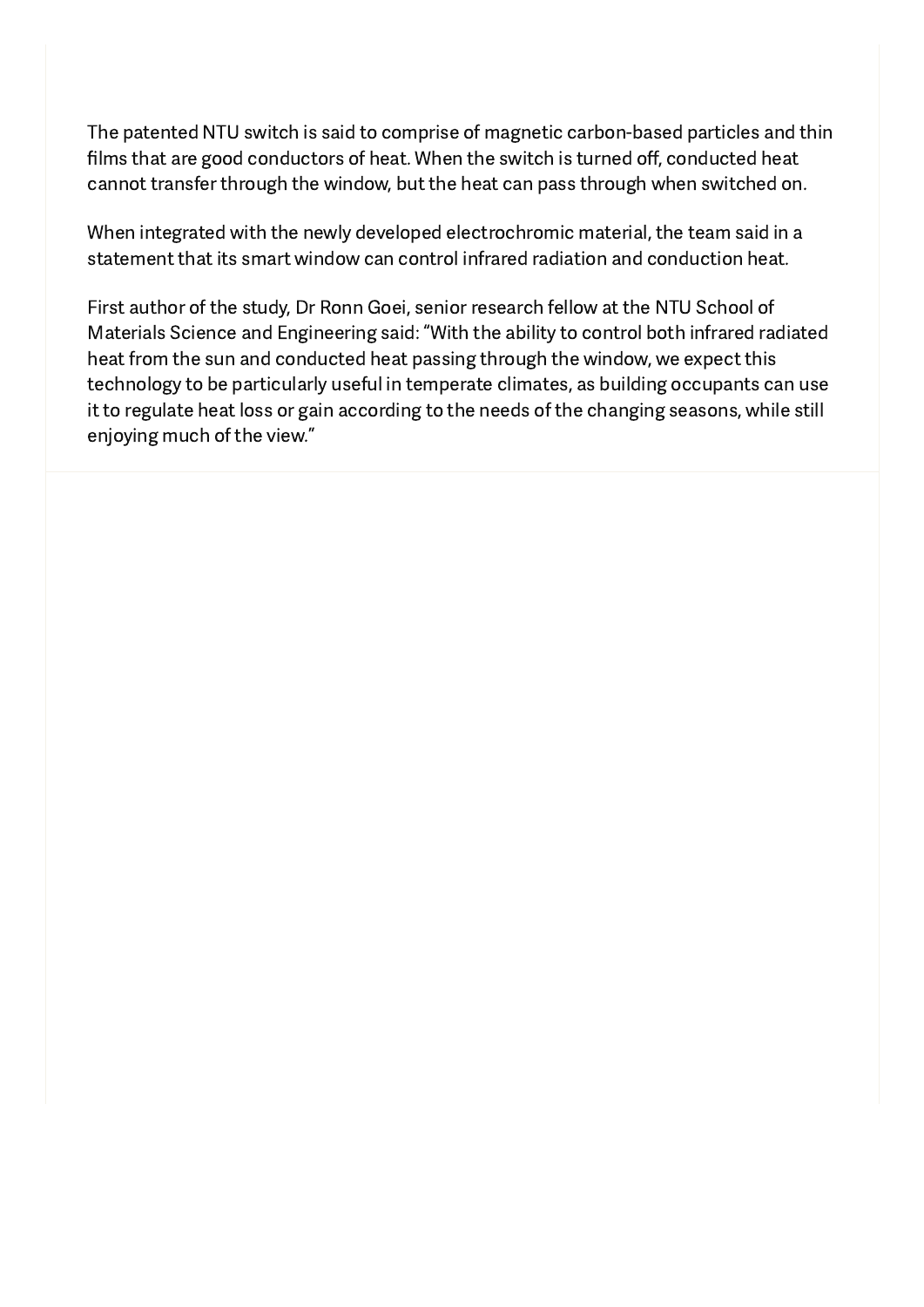The patented NTU switch is said to comprise of magnetic carbon-based particles and thin films that are good conductors of heat. When the switch is turned off, conducted heat cannot transfer through the window, but the heat can pass through when switched on.

When integrated with the newly developed electrochromic material, the team said in a statement that its smart window can control infrared radiation and conduction heat.

First author of the study, Dr Ronn Goei, senior research fellow at the NTU School of Materials Science and Engineering said: "With the ability to control both infrared radiated heat from the sun and conducted heat passing through the window, we expect this technology to be particularly useful in temperate climates, as building occupants can use it to regulate heat loss or gain according to the needs of the changing seasons, while still enjoying much of the view."